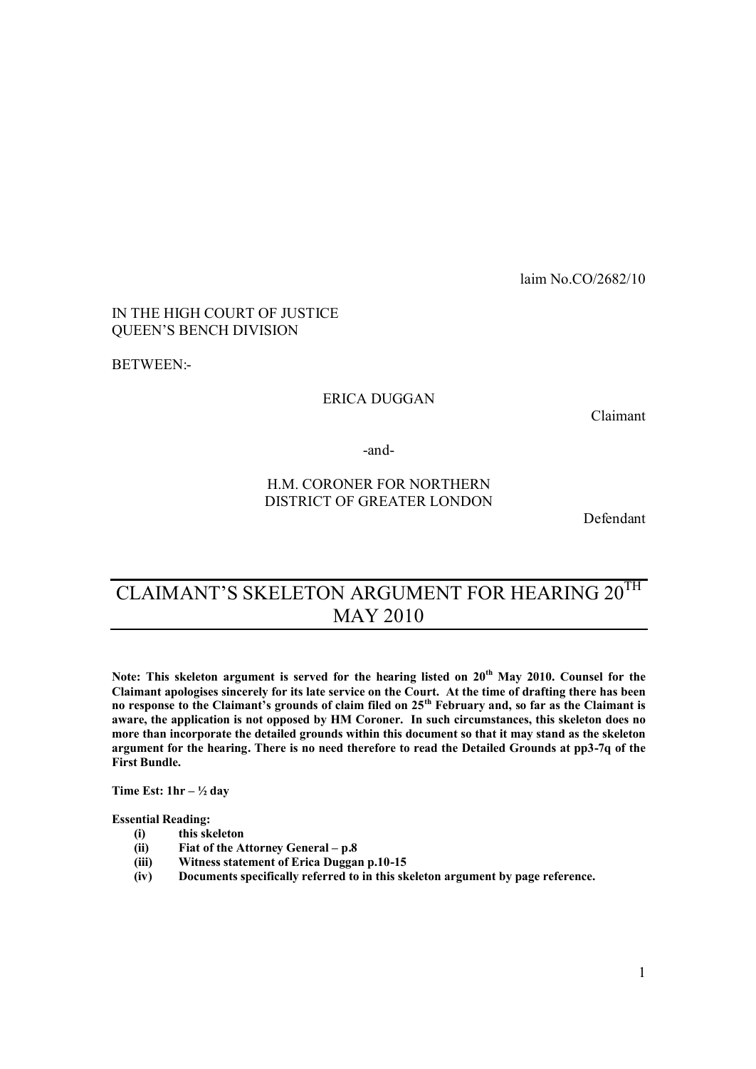laim No.CO/2682/10

IN THE HIGH COURT OF JUSTICE
QUEEN'S BENCH DIVISION

BETWEEN:-

ERICA DUGGAN

Claimant

-and-

H.M. CORONER FOR NORTHERN DISTRICT OF GREATER LONDON

Defendant

# CLAIMANT'S SKELETON ARGUMENT FOR HEARING 20TH MAY 2010

**Note: This skeleton argument is served for the hearing listed on 20th May 2010. Counsel for the Claimant apologises sincerely for its late service on the Court. At the time of drafting there has been no response to the Claimant's grounds of claim filed on 25th February and, so far as the Claimant is aware, the application is not opposed by HM Coroner. In such circumstances, this skeleton does no more than incorporate the detailed grounds within this document so that it may stand as the skeleton argument for the hearing. There is no need therefore to read the Detailed Grounds at pp3-7q of the First Bundle.**

**Time Est: 1hr – ½ day**

**Essential Reading:**

- **(i) this skeleton**
- **(ii) Fiat of the Attorney General – p.8**
- **(iii) Witness statement of Erica Duggan p.10-15**
- **(iv) Documents specifically referred to in this skeleton argument by page reference.**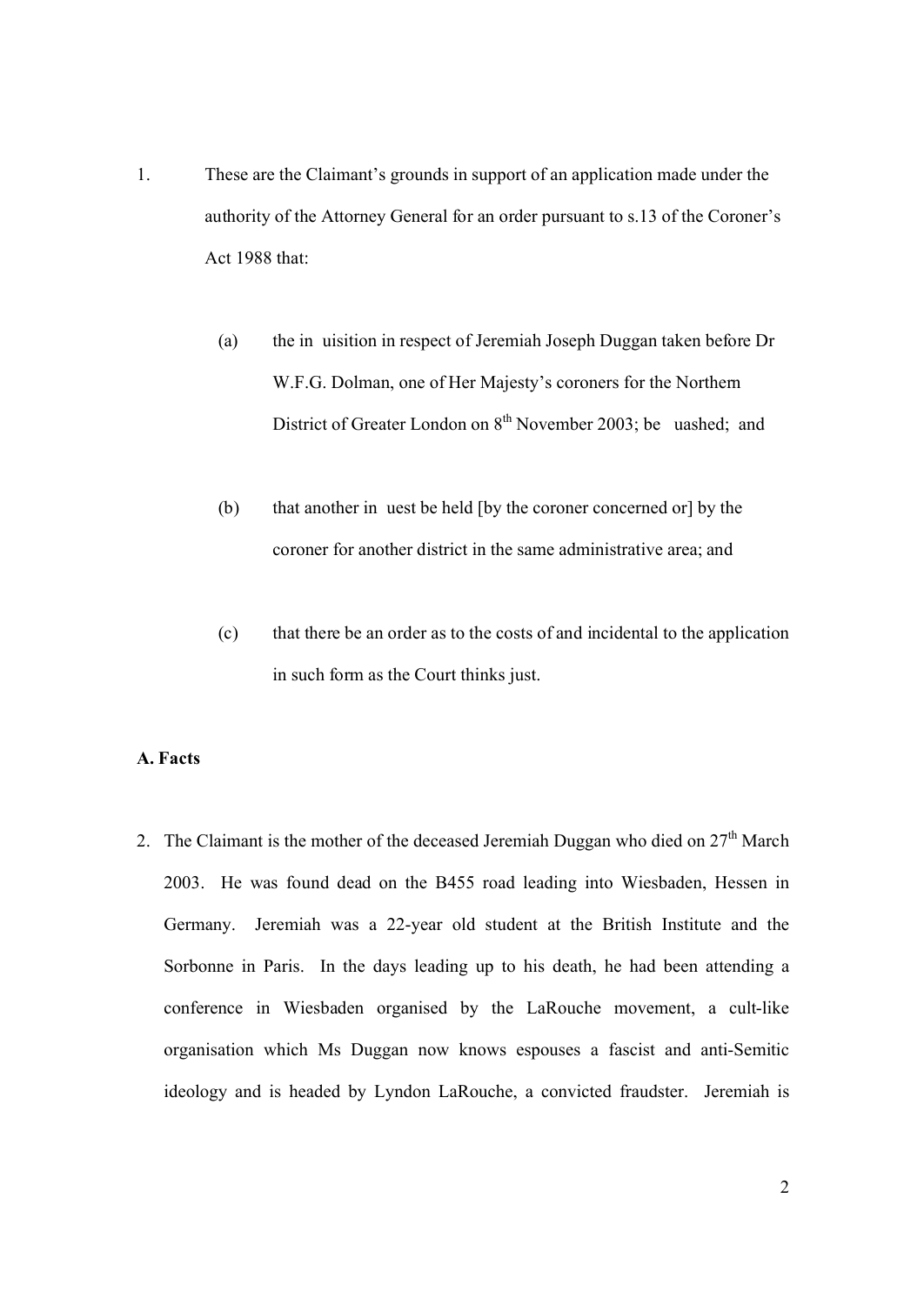1. These are the Claimant's grounds in support of an application made under the authority of the Attorney General for an order pursuant to s.13 of the Coroner's Act 1988 that:

   (a) the in uisition in respect of Jeremiah Joseph Duggan taken before Dr W.F.G. Dolman, one of Her Majesty's coroners for the Northern District of Greater London on 8th November 2003; be uashed; and

   (b) that another in uest be held [by the coroner concerned or] by the coroner for another district in the same administrative area; and

   (c) that there be an order as to the costs of and incidental to the application in such form as the Court thinks just.

**A. Facts**

2. The Claimant is the mother of the deceased Jeremiah Duggan who died on 27th March 2003. He was found dead on the B455 road leading into Wiesbaden, Hessen in Germany. Jeremiah was a 22-year old student at the British Institute and the Sorbonne in Paris. In the days leading up to his death, he had been attending a conference in Wiesbaden organised by the LaRouche movement, a cult-like organisation which Ms Duggan now knows espouses a fascist and anti-Semitic ideology and is headed by Lyndon LaRouche, a convicted fraudster. Jeremiah is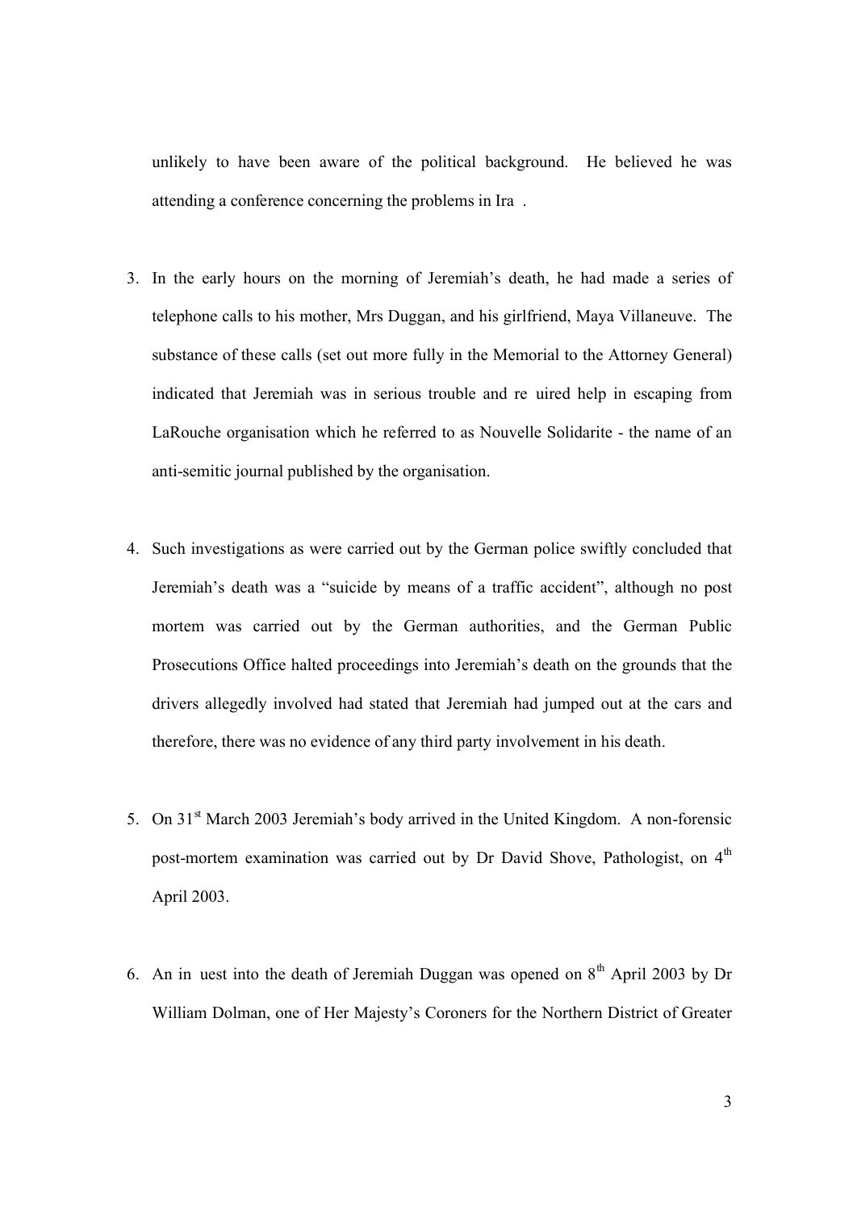unlikely to have been aware of the political background. He believed he was attending a conference concerning the problems in Ira .

3. In the early hours on the morning of Jeremiah's death, he had made a series of telephone calls to his mother, Mrs Duggan, and his girlfriend, Maya Villaneuve. The substance of these calls (set out more fully in the Memorial to the Attorney General) indicated that Jeremiah was in serious trouble and re uired help in escaping from LaRouche organisation which he referred to as Nouvelle Solidarite - the name of an anti-semitic journal published by the organisation.

4. Such investigations as were carried out by the German police swiftly concluded that Jeremiah's death was a "suicide by means of a traffic accident", although no post mortem was carried out by the German authorities, and the German Public Prosecutions Office halted proceedings into Jeremiah's death on the grounds that the drivers allegedly involved had stated that Jeremiah had jumped out at the cars and therefore, there was no evidence of any third party involvement in his death.

5. On 31st March 2003 Jeremiah's body arrived in the United Kingdom. A non-forensic post-mortem examination was carried out by Dr David Shove, Pathologist, on 4th April 2003.

6. An in uest into the death of Jeremiah Duggan was opened on 8th April 2003 by Dr William Dolman, one of Her Majesty's Coroners for the Northern District of Greater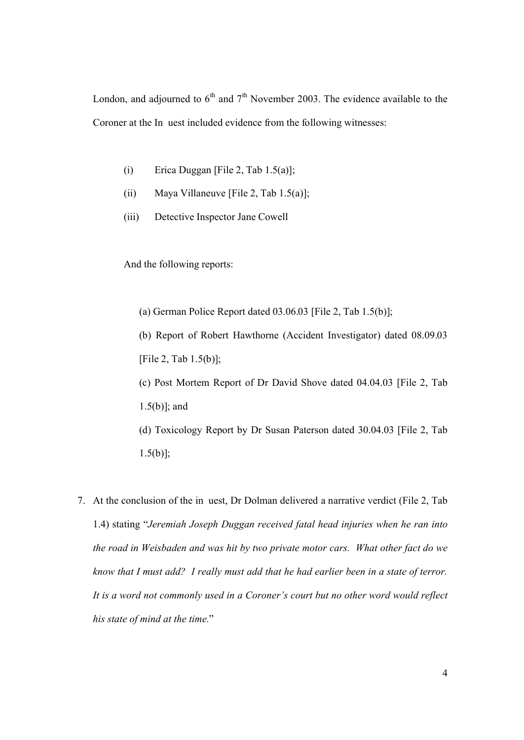London, and adjourned to 6th and 7th November 2003. The evidence available to the Coroner at the In uest included evidence from the following witnesses:

(i) Erica Duggan [File 2, Tab 1.5(a)];

(ii) Maya Villaneuve [File 2, Tab 1.5(a)];

(iii) Detective Inspector Jane Cowell

And the following reports:

(a) German Police Report dated 03.06.03 [File 2, Tab 1.5(b)];

(b) Report of Robert Hawthorne (Accident Investigator) dated 08.09.03 [File 2, Tab 1.5(b)];

(c) Post Mortem Report of Dr David Shove dated 04.04.03 [File 2, Tab 1.5(b)]; and

(d) Toxicology Report by Dr Susan Paterson dated 30.04.03 [File 2, Tab 1.5(b)];

7. At the conclusion of the in uest, Dr Dolman delivered a narrative verdict (File 2, Tab 1.4) stating "*Jeremiah Joseph Duggan received fatal head injuries when he ran into the road in Weisbaden and was hit by two private motor cars. What other fact do we know that I must add? I really must add that he had earlier been in a state of terror. It is a word not commonly used in a Coroner's court but no other word would reflect his state of mind at the time.*"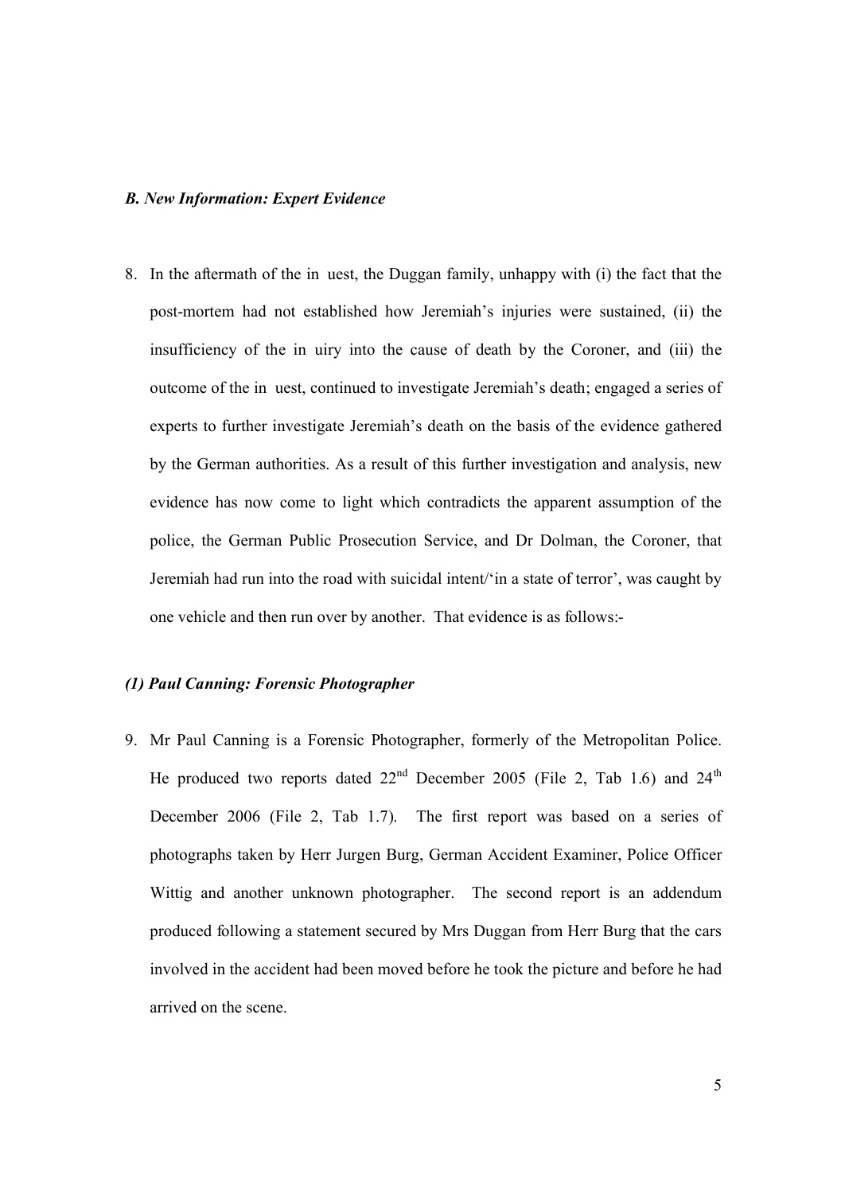### *B. New Information: Expert Evidence*

8. In the aftermath of the in uest, the Duggan family, unhappy with (i) the fact that the post-mortem had not established how Jeremiah's injuries were sustained, (ii) the insufficiency of the in uiry into the cause of death by the Coroner, and (iii) the outcome of the in uest, continued to investigate Jeremiah's death; engaged a series of experts to further investigate Jeremiah's death on the basis of the evidence gathered by the German authorities. As a result of this further investigation and analysis, new evidence has now come to light which contradicts the apparent assumption of the police, the German Public Prosecution Service, and Dr Dolman, the Coroner, that Jeremiah had run into the road with suicidal intent/'in a state of terror', was caught by one vehicle and then run over by another. That evidence is as follows:-

#### *(1) Paul Canning: Forensic Photographer*

9. Mr Paul Canning is a Forensic Photographer, formerly of the Metropolitan Police. He produced two reports dated 22nd December 2005 (File 2, Tab 1.6) and 24th December 2006 (File 2, Tab 1.7). The first report was based on a series of photographs taken by Herr Jurgen Burg, German Accident Examiner, Police Officer Wittig and another unknown photographer. The second report is an addendum produced following a statement secured by Mrs Duggan from Herr Burg that the cars involved in the accident had been moved before he took the picture and before he had arrived on the scene.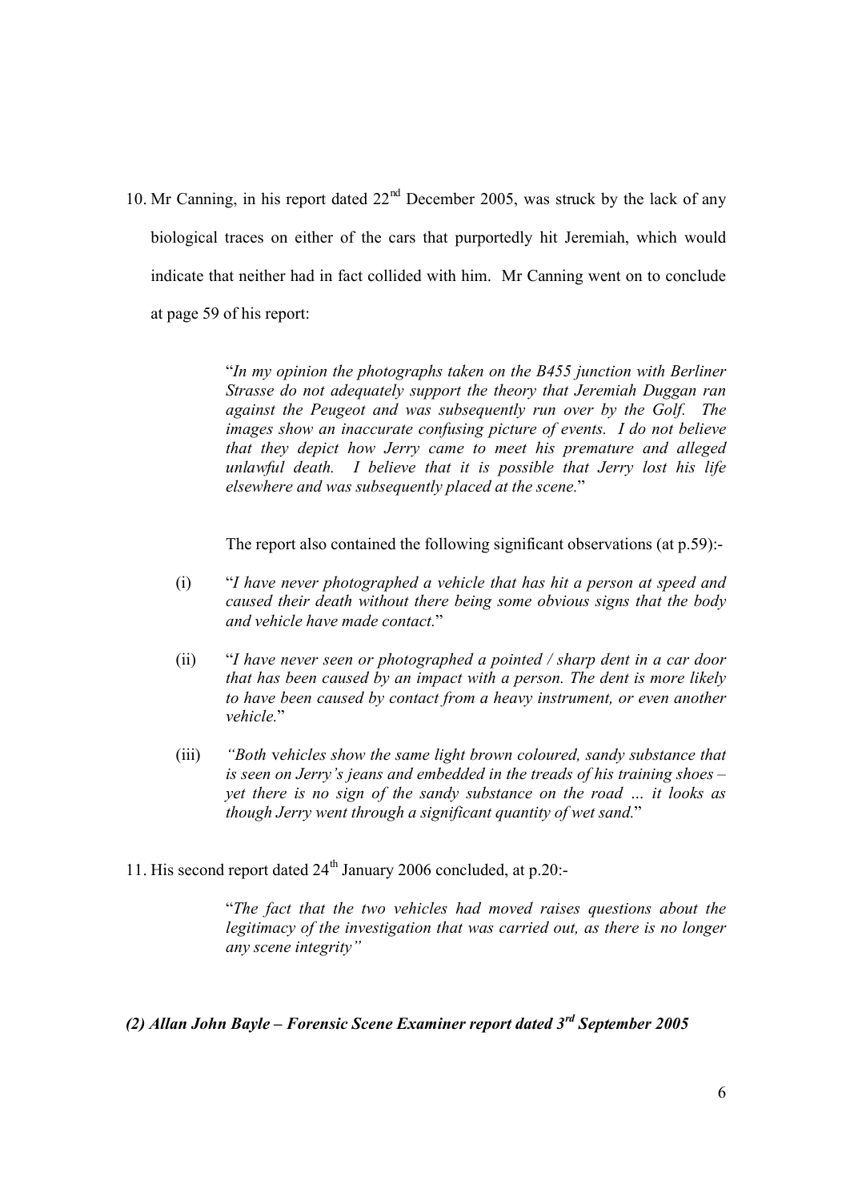10. Mr Canning, in his report dated 22nd December 2005, was struck by the lack of any biological traces on either of the cars that purportedly hit Jeremiah, which would indicate that neither had in fact collided with him. Mr Canning went on to conclude at page 59 of his report:

> "*In my opinion the photographs taken on the B455 junction with Berliner Strasse do not adequately support the theory that Jeremiah Duggan ran against the Peugeot and was subsequently run over by the Golf. The images show an inaccurate confusing picture of events. I do not believe that they depict how Jerry came to meet his premature and alleged unlawful death. I believe that it is possible that Jerry lost his life elsewhere and was subsequently placed at the scene.*"

The report also contained the following significant observations (at p.59):-

(i) "*I have never photographed a vehicle that has hit a person at speed and caused their death without there being some obvious signs that the body and vehicle have made contact.*"

(ii) "*I have never seen or photographed a pointed / sharp dent in a car door that has been caused by an impact with a person. The dent is more likely to have been caused by contact from a heavy instrument, or even another vehicle.*"

(iii) *"Both vehicles show the same light brown coloured, sandy substance that is seen on Jerry's jeans and embedded in the treads of his training shoes – yet there is no sign of the sandy substance on the road … it looks as though Jerry went through a significant quantity of wet sand.*"

11. His second report dated 24th January 2006 concluded, at p.20:-

> "*The fact that the two vehicles had moved raises questions about the legitimacy of the investigation that was carried out, as there is no longer any scene integrity"*

***(2) Allan John Bayle – Forensic Scene Examiner report dated 3rd September 2005***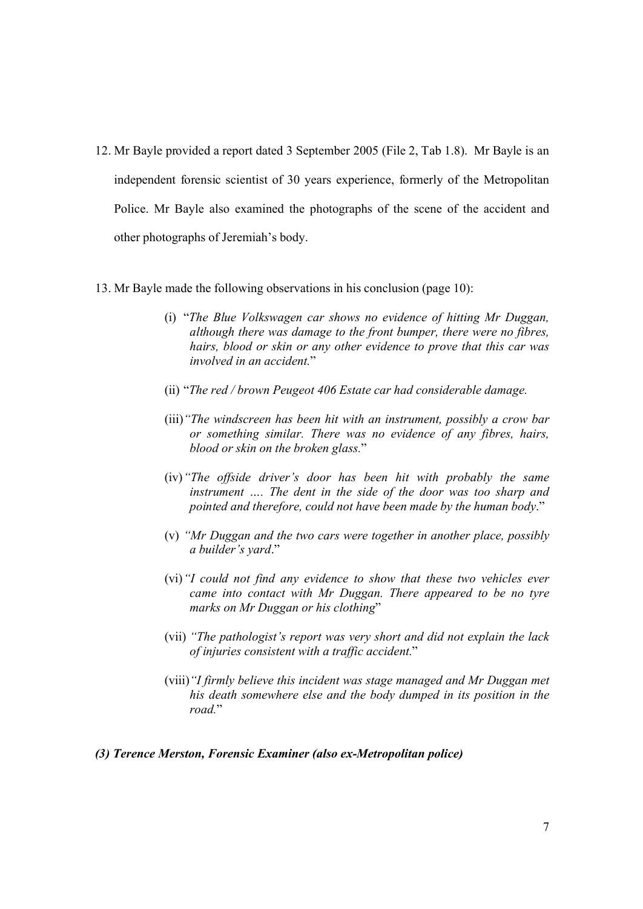12. Mr Bayle provided a report dated 3 September 2005 (File 2, Tab 1.8). Mr Bayle is an independent forensic scientist of 30 years experience, formerly of the Metropolitan Police. Mr Bayle also examined the photographs of the scene of the accident and other photographs of Jeremiah's body.

13. Mr Bayle made the following observations in his conclusion (page 10):

    (i) "*The Blue Volkswagen car shows no evidence of hitting Mr Duggan, although there was damage to the front bumper, there were no fibres, hairs, blood or skin or any other evidence to prove that this car was involved in an accident.*"

    (ii) "*The red / brown Peugeot 406 Estate car had considerable damage.*

    (iii) *"The windscreen has been hit with an instrument, possibly a crow bar or something similar. There was no evidence of any fibres, hairs, blood or skin on the broken glass.*"

    (iv) *"The offside driver's door has been hit with probably the same instrument …. The dent in the side of the door was too sharp and pointed and therefore, could not have been made by the human body.*"

    (v) *"Mr Duggan and the two cars were together in another place, possibly a builder's yard.*"

    (vi) *"I could not find any evidence to show that these two vehicles ever came into contact with Mr Duggan. There appeared to be no tyre marks on Mr Duggan or his clothing*"

    (vii) *"The pathologist's report was very short and did not explain the lack of injuries consistent with a traffic accident.*"

    (viii) *"I firmly believe this incident was stage managed and Mr Duggan met his death somewhere else and the body dumped in its position in the road.*"

***(3) Terence Merston, Forensic Examiner (also ex-Metropolitan police)***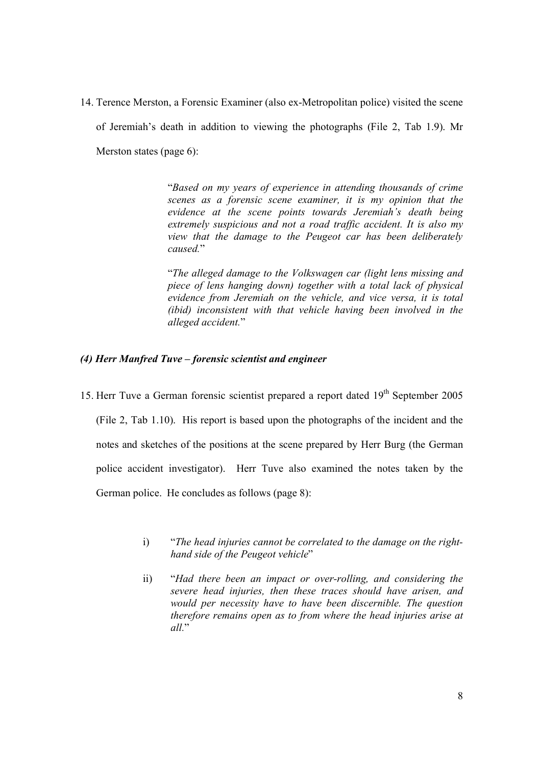14. Terence Merston, a Forensic Examiner (also ex-Metropolitan police) visited the scene of Jeremiah's death in addition to viewing the photographs (File 2, Tab 1.9). Mr Merston states (page 6):

> "*Based on my years of experience in attending thousands of crime scenes as a forensic scene examiner, it is my opinion that the evidence at the scene points towards Jeremiah's death being extremely suspicious and not a road traffic accident. It is also my view that the damage to the Peugeot car has been deliberately caused.*"
>
> "*The alleged damage to the Volkswagen car (light lens missing and piece of lens hanging down) together with a total lack of physical evidence from Jeremiah on the vehicle, and vice versa, it is total (ibid) inconsistent with that vehicle having been involved in the alleged accident.*"

### *(4) Herr Manfred Tuve – forensic scientist and engineer*

15. Herr Tuve a German forensic scientist prepared a report dated 19th September 2005 (File 2, Tab 1.10). His report is based upon the photographs of the incident and the notes and sketches of the positions at the scene prepared by Herr Burg (the German police accident investigator). Herr Tuve also examined the notes taken by the German police. He concludes as follows (page 8):

> i) "*The head injuries cannot be correlated to the damage on the right-hand side of the Peugeot vehicle*"
>
> ii) "*Had there been an impact or over-rolling, and considering the severe head injuries, then these traces should have arisen, and would per necessity have to have been discernible. The question therefore remains open as to from where the head injuries arise at all.*"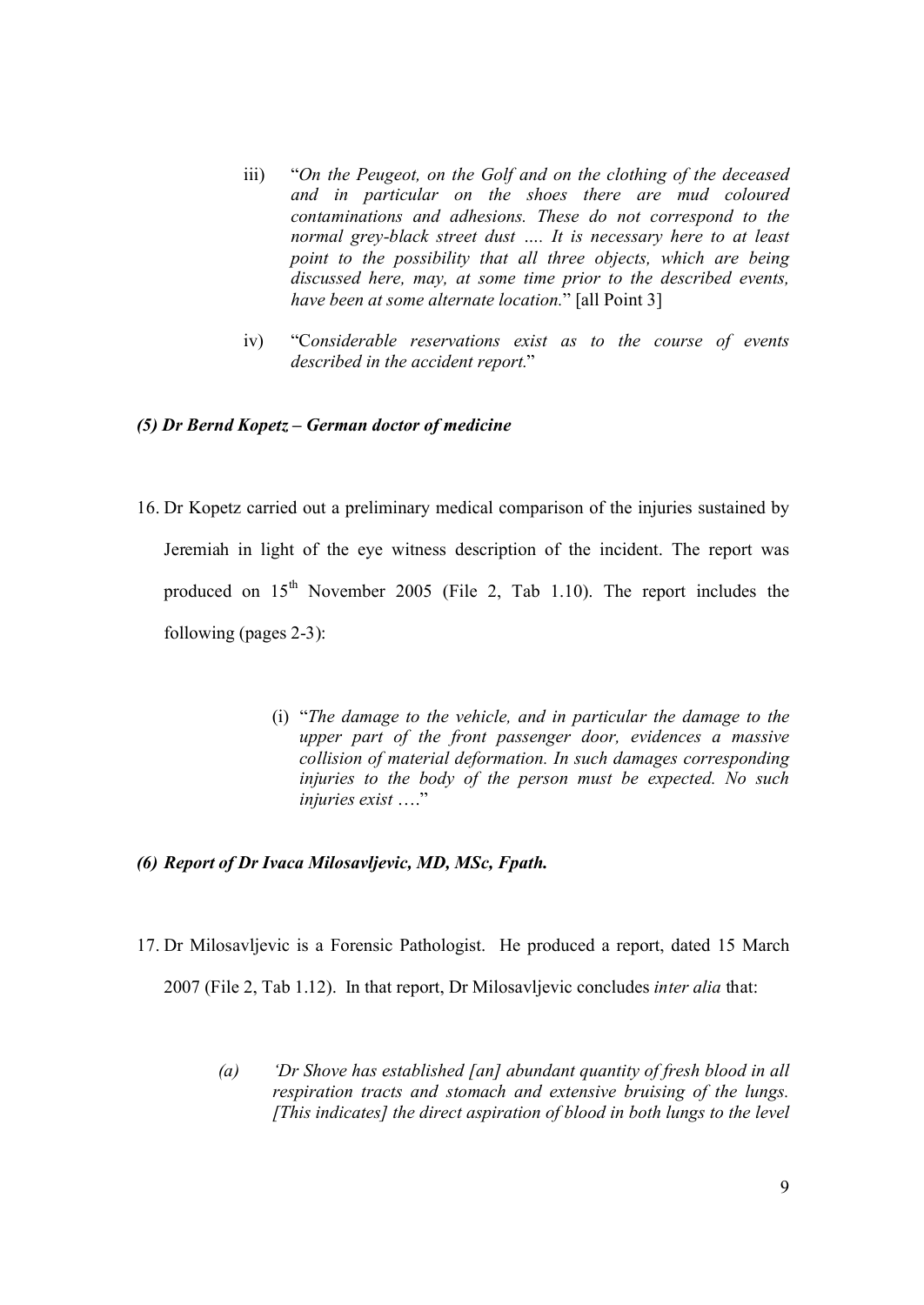iii) "*On the Peugeot, on the Golf and on the clothing of the deceased and in particular on the shoes there are mud coloured contaminations and adhesions. These do not correspond to the normal grey-black street dust …. It is necessary here to at least point to the possibility that all three objects, which are being discussed here, may, at some time prior to the described events, have been at some alternate location.*" [all Point 3]

iv) "C*onsiderable reservations exist as to the course of events described in the accident report.*"

### *(5) Dr Bernd Kopetz – German doctor of medicine*

16. Dr Kopetz carried out a preliminary medical comparison of the injuries sustained by Jeremiah in light of the eye witness description of the incident. The report was produced on 15th November 2005 (File 2, Tab 1.10). The report includes the following (pages 2-3):

(i) "*The damage to the vehicle, and in particular the damage to the upper part of the front passenger door, evidences a massive collision of material deformation. In such damages corresponding injuries to the body of the person must be expected. No such injuries exist* …."

### *(6) Report of Dr Ivaca Milosavljevic, MD, MSc, Fpath.*

17. Dr Milosavljevic is a Forensic Pathologist. He produced a report, dated 15 March 2007 (File 2, Tab 1.12). In that report, Dr Milosavljevic concludes *inter alia* that:

*(a) 'Dr Shove has established [an] abundant quantity of fresh blood in all respiration tracts and stomach and extensive bruising of the lungs. [This indicates] the direct aspiration of blood in both lungs to the level*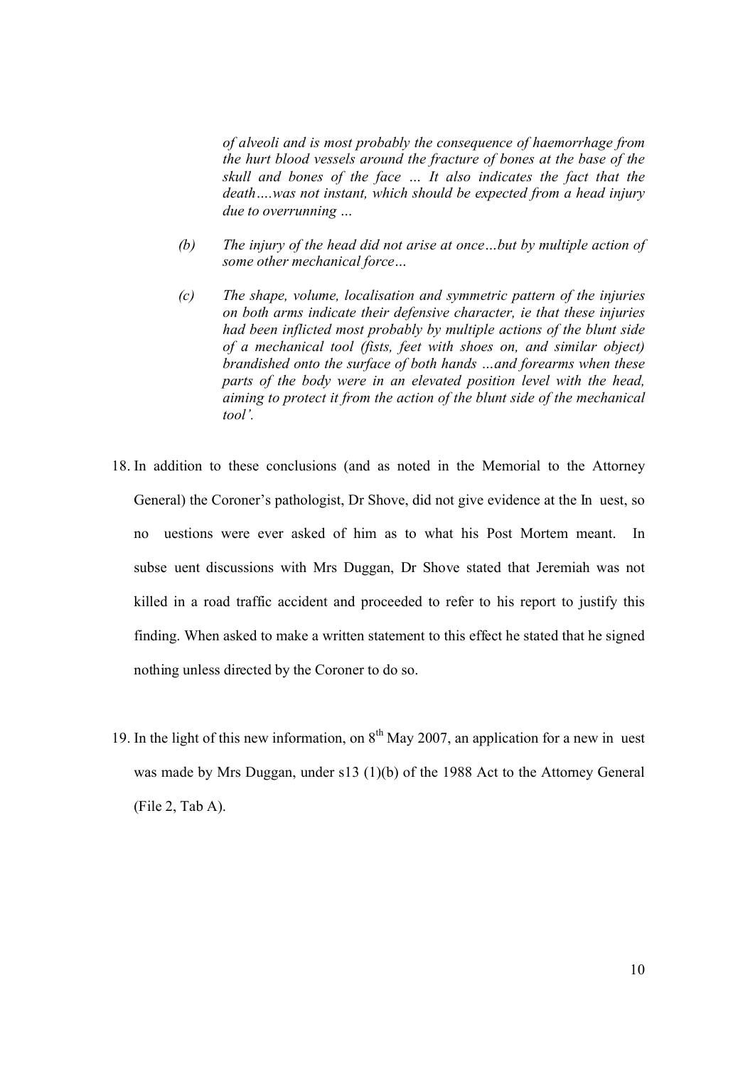*of alveoli and is most probably the consequence of haemorrhage from the hurt blood vessels around the fracture of bones at the base of the skull and bones of the face … It also indicates the fact that the death….was not instant, which should be expected from a head injury due to overrunning …*

*(b) The injury of the head did not arise at once…but by multiple action of some other mechanical force…*

*(c) The shape, volume, localisation and symmetric pattern of the injuries on both arms indicate their defensive character, ie that these injuries had been inflicted most probably by multiple actions of the blunt side of a mechanical tool (fists, feet with shoes on, and similar object) brandished onto the surface of both hands …and forearms when these parts of the body were in an elevated position level with the head, aiming to protect it from the action of the blunt side of the mechanical tool'.*

18. In addition to these conclusions (and as noted in the Memorial to the Attorney General) the Coroner's pathologist, Dr Shove, did not give evidence at the In uest, so no uestions were ever asked of him as to what his Post Mortem meant. In subse uent discussions with Mrs Duggan, Dr Shove stated that Jeremiah was not killed in a road traffic accident and proceeded to refer to his report to justify this finding. When asked to make a written statement to this effect he stated that he signed nothing unless directed by the Coroner to do so.

19. In the light of this new information, on 8th May 2007, an application for a new in uest was made by Mrs Duggan, under s13 (1)(b) of the 1988 Act to the Attorney General (File 2, Tab A).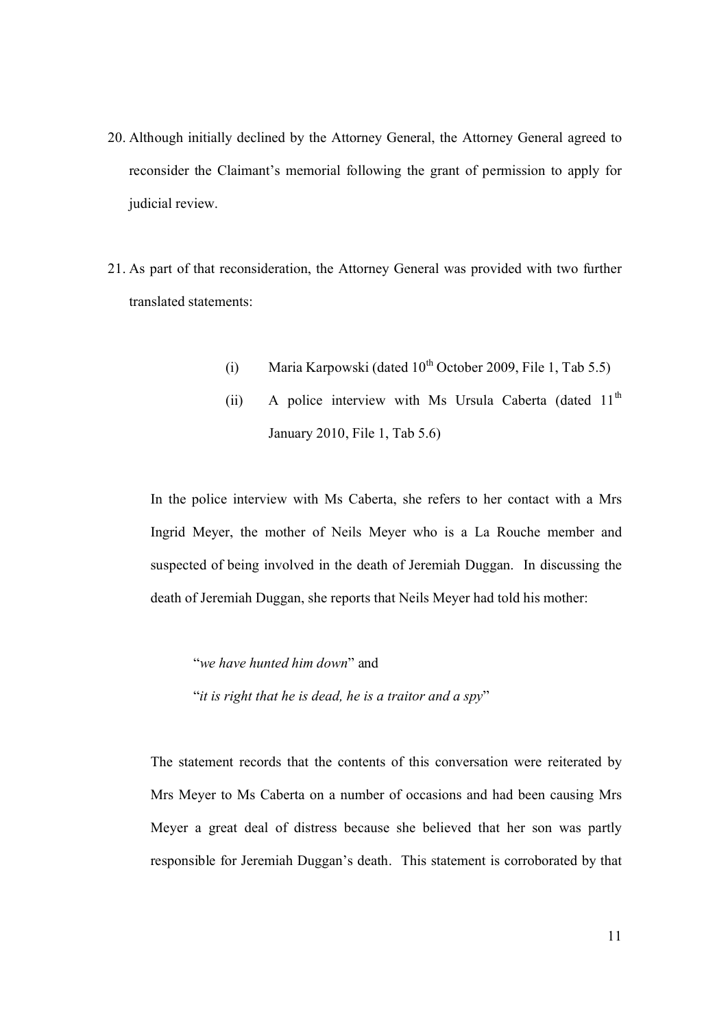20. Although initially declined by the Attorney General, the Attorney General agreed to reconsider the Claimant's memorial following the grant of permission to apply for judicial review.

21. As part of that reconsideration, the Attorney General was provided with two further translated statements:

    (i) Maria Karpowski (dated 10th October 2009, File 1, Tab 5.5)

    (ii) A police interview with Ms Ursula Caberta (dated 11th January 2010, File 1, Tab 5.6)

    In the police interview with Ms Caberta, she refers to her contact with a Mrs Ingrid Meyer, the mother of Neils Meyer who is a La Rouche member and suspected of being involved in the death of Jeremiah Duggan. In discussing the death of Jeremiah Duggan, she reports that Neils Meyer had told his mother:

    > "*we have hunted him down*" and
    >
    > "*it is right that he is dead, he is a traitor and a spy*"

    The statement records that the contents of this conversation were reiterated by Mrs Meyer to Ms Caberta on a number of occasions and had been causing Mrs Meyer a great deal of distress because she believed that her son was partly responsible for Jeremiah Duggan's death. This statement is corroborated by that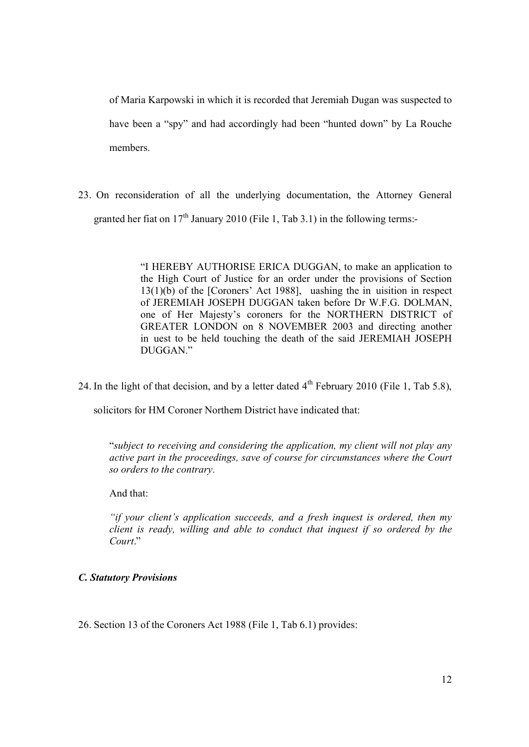of Maria Karpowski in which it is recorded that Jeremiah Dugan was suspected to have been a "spy" and had accordingly had been "hunted down" by La Rouche members.

23. On reconsideration of all the underlying documentation, the Attorney General granted her fiat on 17th January 2010 (File 1, Tab 3.1) in the following terms:-

> "I HEREBY AUTHORISE ERICA DUGGAN, to make an application to the High Court of Justice for an order under the provisions of Section 13(1)(b) of the [Coroners' Act 1988], uashing the in uisition in respect of JEREMIAH JOSEPH DUGGAN taken before Dr W.F.G. DOLMAN, one of Her Majesty's coroners for the NORTHERN DISTRICT of GREATER LONDON on 8 NOVEMBER 2003 and directing another in uest to be held touching the death of the said JEREMIAH JOSEPH DUGGAN."

24. In the light of that decision, and by a letter dated 4th February 2010 (File 1, Tab 5.8), solicitors for HM Coroner Northern District have indicated that:

> "*subject to receiving and considering the application, my client will not play any active part in the proceedings, save of course for circumstances where the Court so orders to the contrary*.
>
> And that:
>
> *"if your client's application succeeds, and a fresh inquest is ordered, then my client is ready, willing and able to conduct that inquest if so ordered by the Court*."

### *C. Statutory Provisions*

26. Section 13 of the Coroners Act 1988 (File 1, Tab 6.1) provides: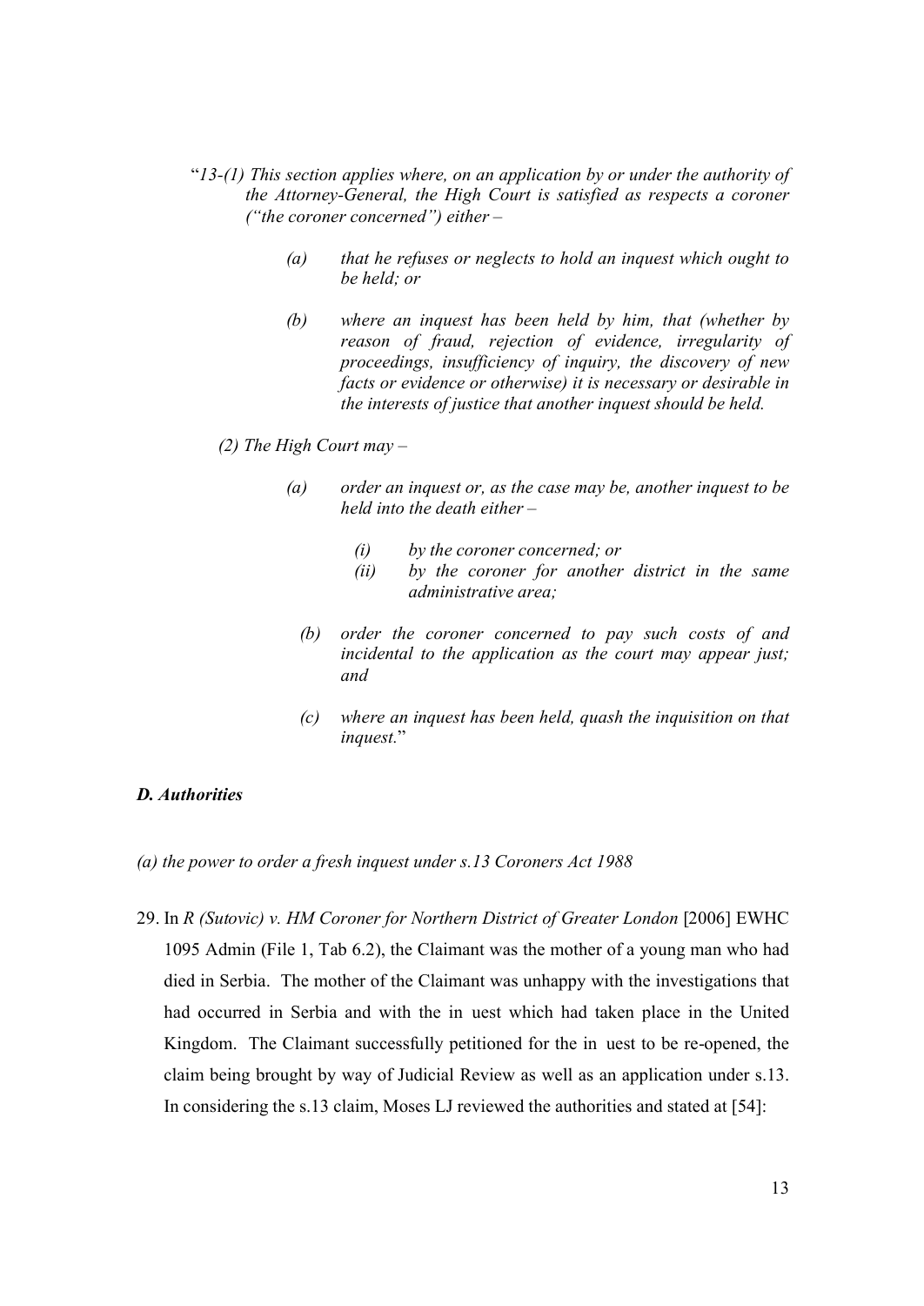"*13-(1) This section applies where, on an application by or under the authority of the Attorney-General, the High Court is satisfied as respects a coroner ("the coroner concerned") either –*

> *(a) that he refuses or neglects to hold an inquest which ought to be held; or*
>
> *(b) where an inquest has been held by him, that (whether by reason of fraud, rejection of evidence, irregularity of proceedings, insufficiency of inquiry, the discovery of new facts or evidence or otherwise) it is necessary or desirable in the interests of justice that another inquest should be held.*

*(2) The High Court may –*

> *(a) order an inquest or, as the case may be, another inquest to be held into the death either –*
>
> > *(i) by the coroner concerned; or*
> >
> > *(ii) by the coroner for another district in the same administrative area;*
>
> *(b) order the coroner concerned to pay such costs of and incidental to the application as the court may appear just; and*
>
> *(c) where an inquest has been held, quash the inquisition on that inquest.*"

### *D. Authorities*

*(a) the power to order a fresh inquest under s.13 Coroners Act 1988*

29. In *R (Sutovic) v. HM Coroner for Northern District of Greater London* [2006] EWHC 1095 Admin (File 1, Tab 6.2), the Claimant was the mother of a young man who had died in Serbia. The mother of the Claimant was unhappy with the investigations that had occurred in Serbia and with the in uest which had taken place in the United Kingdom. The Claimant successfully petitioned for the in uest to be re-opened, the claim being brought by way of Judicial Review as well as an application under s.13. In considering the s.13 claim, Moses LJ reviewed the authorities and stated at [54]: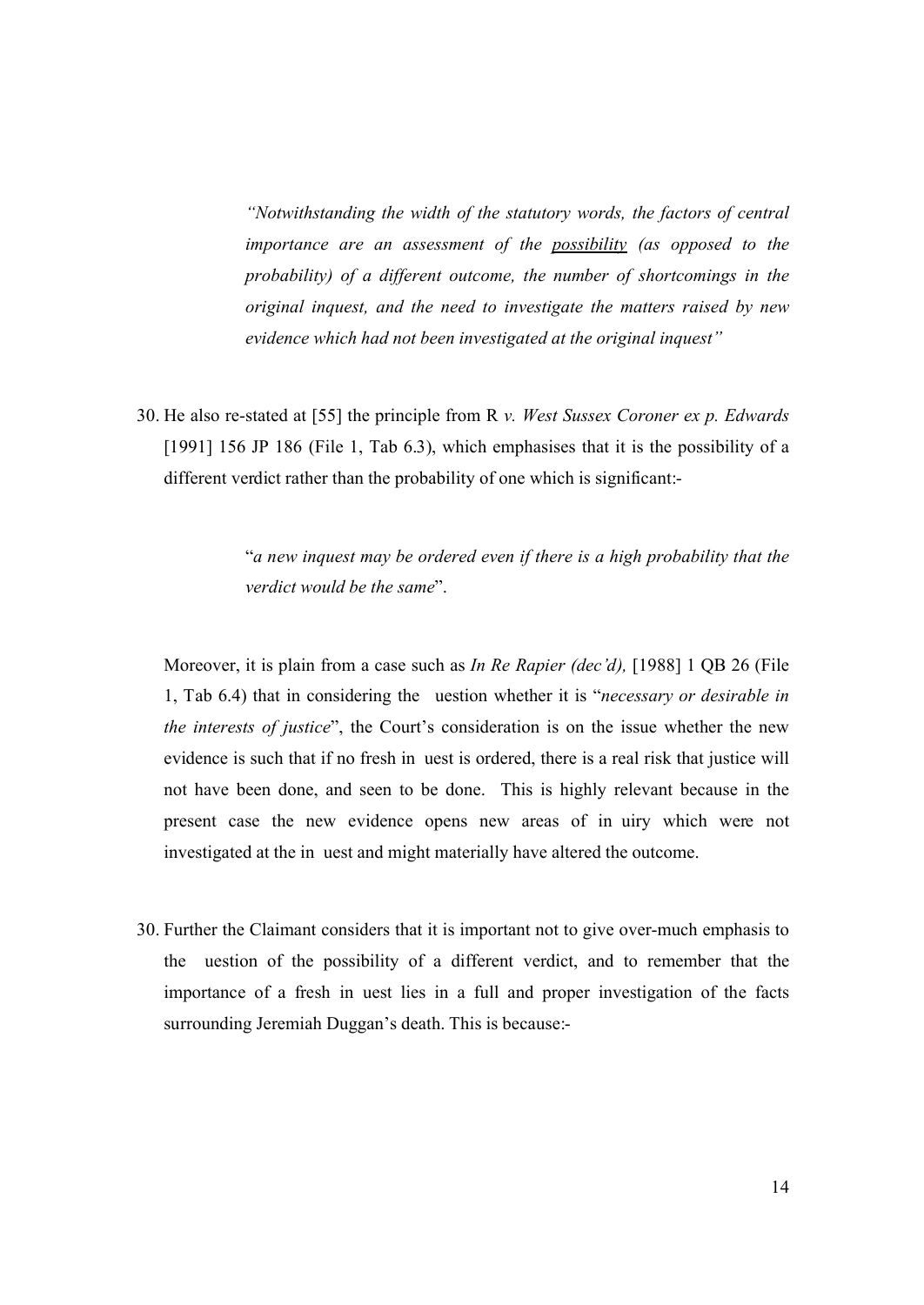> *"Notwithstanding the width of the statutory words, the factors of central importance are an assessment of the possibility (as opposed to the probability) of a different outcome, the number of shortcomings in the original inquest, and the need to investigate the matters raised by new evidence which had not been investigated at the original inquest"*

30. He also re-stated at [55] the principle from R *v. West Sussex Coroner ex p. Edwards* [1991] 156 JP 186 (File 1, Tab 6.3), which emphasises that it is the possibility of a different verdict rather than the probability of one which is significant:-

> "*a new inquest may be ordered even if there is a high probability that the verdict would be the same*".

Moreover, it is plain from a case such as *In Re Rapier (dec'd),* [1988] 1 QB 26 (File 1, Tab 6.4) that in considering the uestion whether it is "*necessary or desirable in the interests of justice*", the Court's consideration is on the issue whether the new evidence is such that if no fresh in uest is ordered, there is a real risk that justice will not have been done, and seen to be done. This is highly relevant because in the present case the new evidence opens new areas of in uiry which were not investigated at the in uest and might materially have altered the outcome.

30. Further the Claimant considers that it is important not to give over-much emphasis to the uestion of the possibility of a different verdict, and to remember that the importance of a fresh in uest lies in a full and proper investigation of the facts surrounding Jeremiah Duggan's death. This is because:-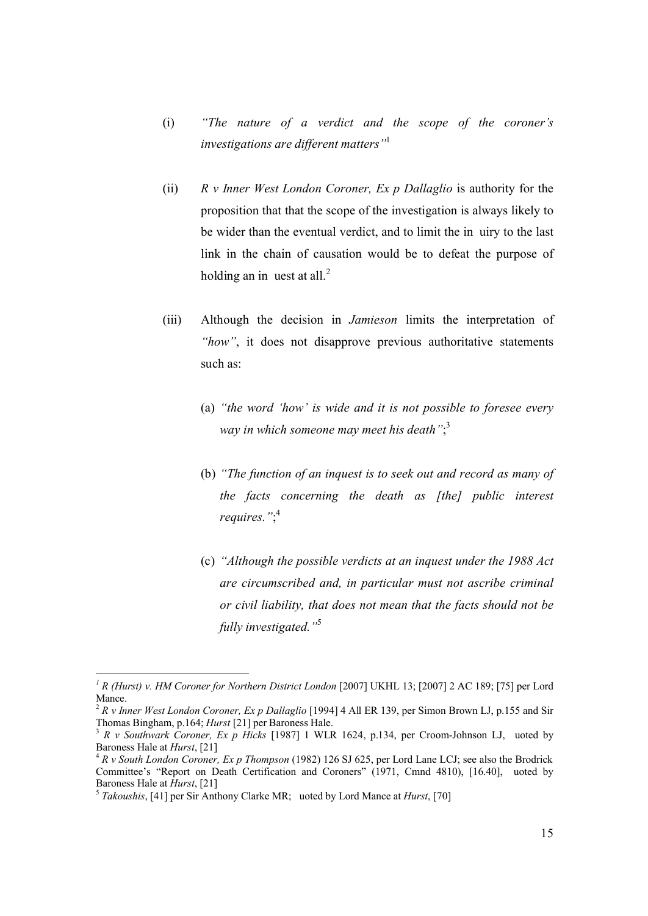(i) *"The nature of a verdict and the scope of the coroner's investigations are different matters"*[1]

(ii) *R v Inner West London Coroner, Ex p Dallaglio* is authority for the proposition that that the scope of the investigation is always likely to be wider than the eventual verdict, and to limit the in uiry to the last link in the chain of causation would be to defeat the purpose of holding an in uest at all.[2]

(iii) Although the decision in *Jamieson* limits the interpretation of *"how"*, it does not disapprove previous authoritative statements such as:

(a) *"the word 'how' is wide and it is not possible to foresee every way in which someone may meet his death"*;[3]

(b) *"The function of an inquest is to seek out and record as many of the facts concerning the death as [the] public interest requires."*;[4]

(c) *"Although the possible verdicts at an inquest under the 1988 Act are circumscribed and, in particular must not ascribe criminal or civil liability, that does not mean that the facts should not be fully investigated."*[5]

---

[1] *R (Hurst) v. HM Coroner for Northern District London* [2007] UKHL 13; [2007] 2 AC 189; [75] per Lord Mance.

[2] *R v Inner West London Coroner, Ex p Dallaglio* [1994] 4 All ER 139, per Simon Brown LJ, p.155 and Sir Thomas Bingham, p.164; *Hurst* [21] per Baroness Hale.

[3] *R v Southwark Coroner, Ex p Hicks* [1987] 1 WLR 1624, p.134, per Croom-Johnson LJ, uoted by Baroness Hale at *Hurst*, [21]

[4] *R v South London Coroner, Ex p Thompson* (1982) 126 SJ 625, per Lord Lane LCJ; see also the Brodrick Committee's "Report on Death Certification and Coroners" (1971, Cmnd 4810), [16.40], uoted by Baroness Hale at *Hurst*, [21]

[5] *Takoushis*, [41] per Sir Anthony Clarke MR; uoted by Lord Mance at *Hurst*, [70]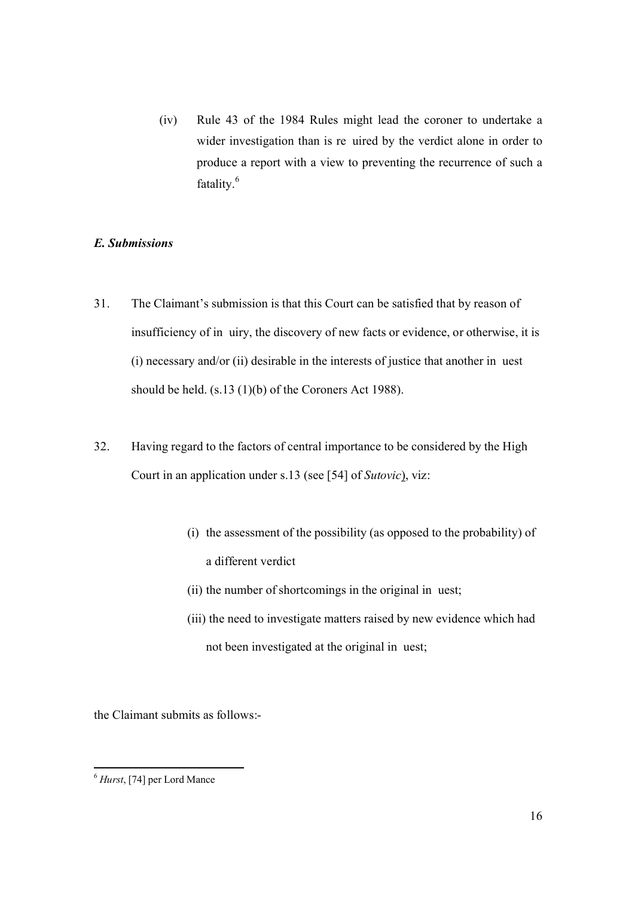(iv) Rule 43 of the 1984 Rules might lead the coroner to undertake a wider investigation than is re uired by the verdict alone in order to produce a report with a view to preventing the recurrence of such a fatality.[6]

### *E. Submissions*

31. The Claimant's submission is that this Court can be satisfied that by reason of insufficiency of in uiry, the discovery of new facts or evidence, or otherwise, it is (i) necessary and/or (ii) desirable in the interests of justice that another in uest should be held. (s.13 (1)(b) of the Coroners Act 1988).

32. Having regard to the factors of central importance to be considered by the High Court in an application under s.13 (see [54] of *Sutovic*), viz:

    (i) the assessment of the possibility (as opposed to the probability) of a different verdict

    (ii) the number of shortcomings in the original in uest;

    (iii) the need to investigate matters raised by new evidence which had not been investigated at the original in uest;

the Claimant submits as follows:-

---

[6] *Hurst*, [74] per Lord Mance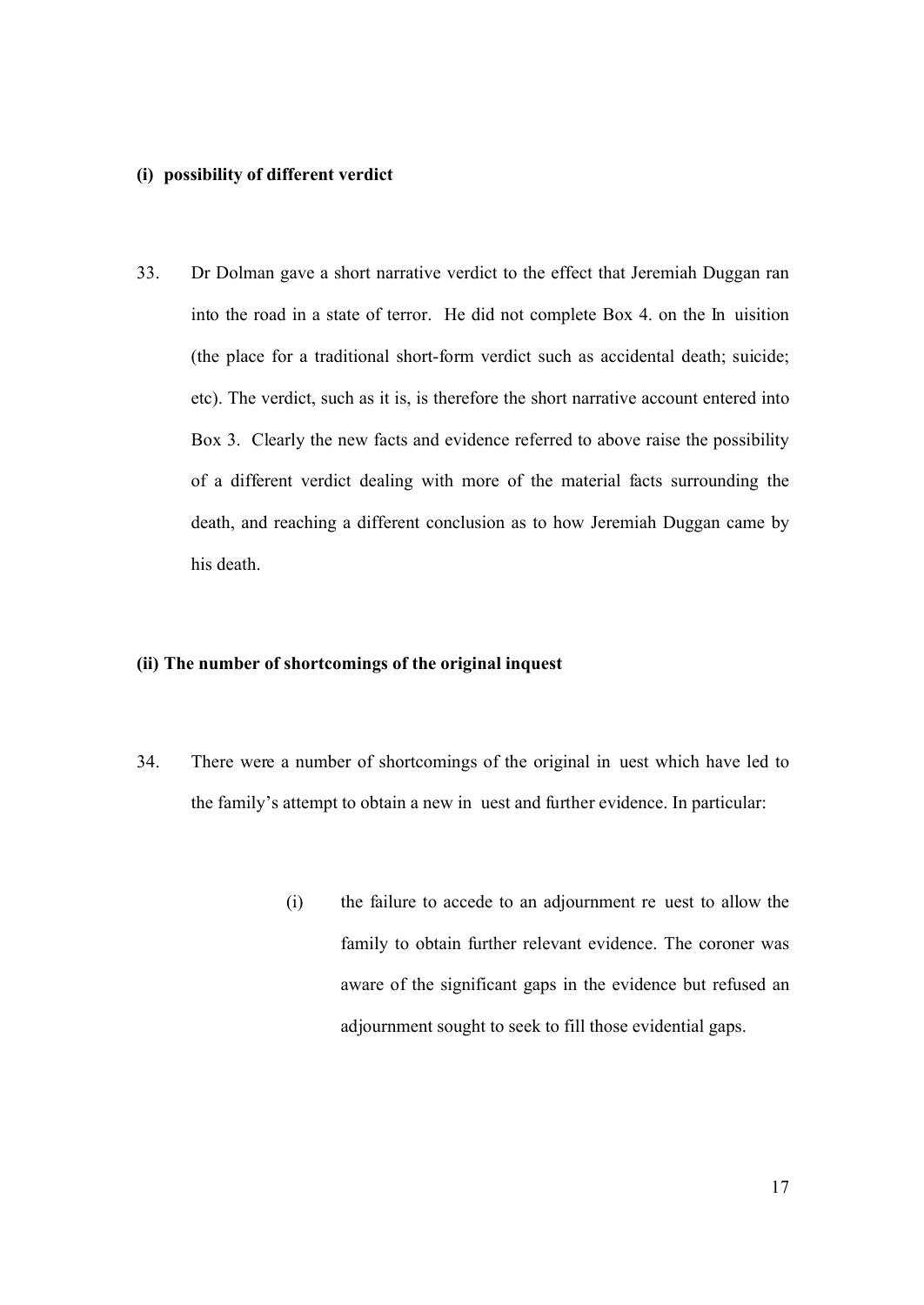**(i) possibility of different verdict**

33. Dr Dolman gave a short narrative verdict to the effect that Jeremiah Duggan ran into the road in a state of terror. He did not complete Box 4. on the Inquisition (the place for a traditional short-form verdict such as accidental death; suicide; etc). The verdict, such as it is, is therefore the short narrative account entered into Box 3. Clearly the new facts and evidence referred to above raise the possibility of a different verdict dealing with more of the material facts surrounding the death, and reaching a different conclusion as to how Jeremiah Duggan came by his death.

**(ii) The number of shortcomings of the original inquest**

34. There were a number of shortcomings of the original inquest which have led to the family's attempt to obtain a new inquest and further evidence. In particular:

    (i) the failure to accede to an adjournment request to allow the family to obtain further relevant evidence. The coroner was aware of the significant gaps in the evidence but refused an adjournment sought to seek to fill those evidential gaps.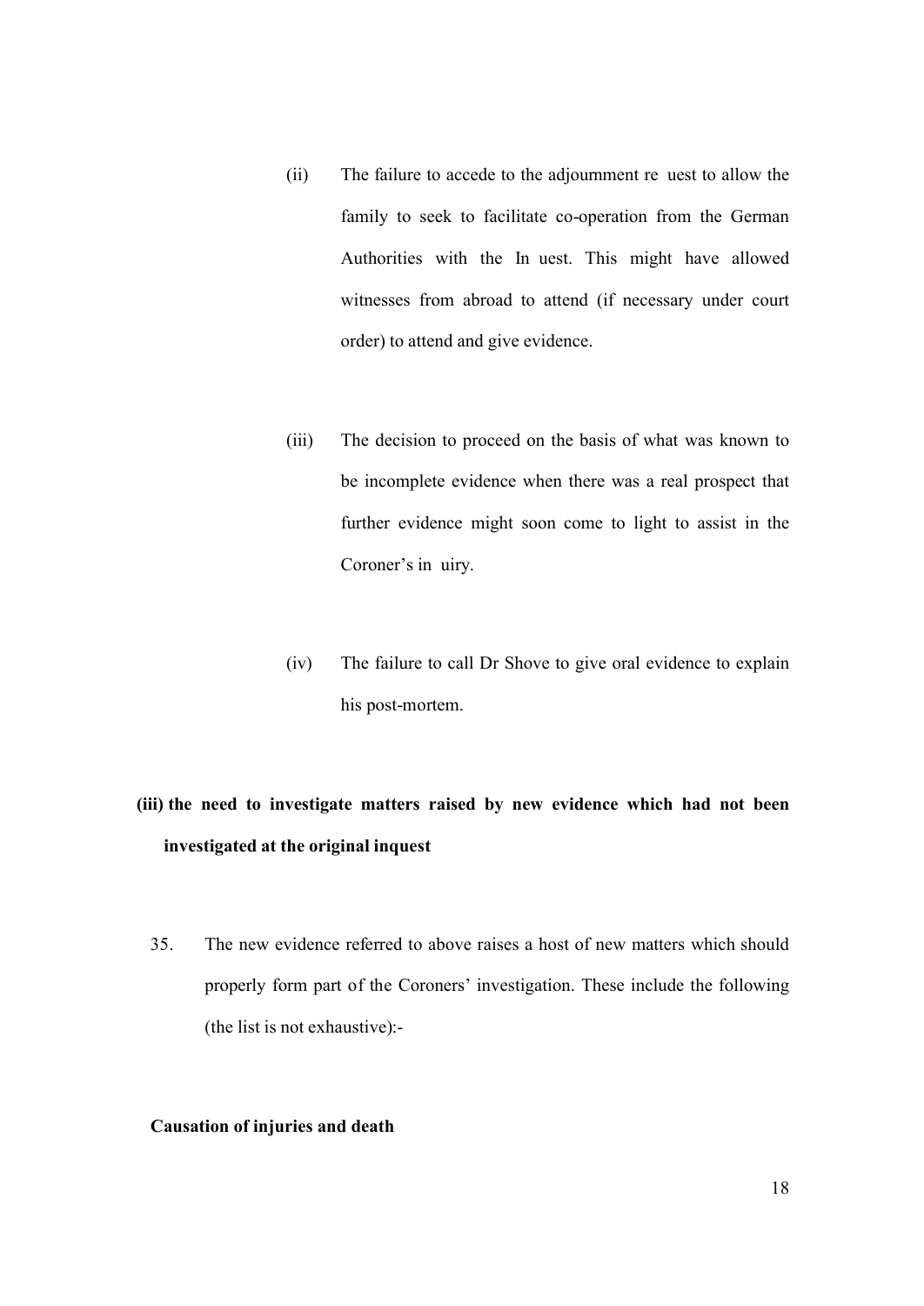(ii) The failure to accede to the adjournment re uest to allow the family to seek to facilitate co-operation from the German Authorities with the In uest. This might have allowed witnesses from abroad to attend (if necessary under court order) to attend and give evidence.

(iii) The decision to proceed on the basis of what was known to be incomplete evidence when there was a real prospect that further evidence might soon come to light to assist in the Coroner's in uiry.

(iv) The failure to call Dr Shove to give oral evidence to explain his post-mortem.

**(iii) the need to investigate matters raised by new evidence which had not been investigated at the original inquest**

35. The new evidence referred to above raises a host of new matters which should properly form part of the Coroners' investigation. These include the following (the list is not exhaustive):-

**Causation of injuries and death**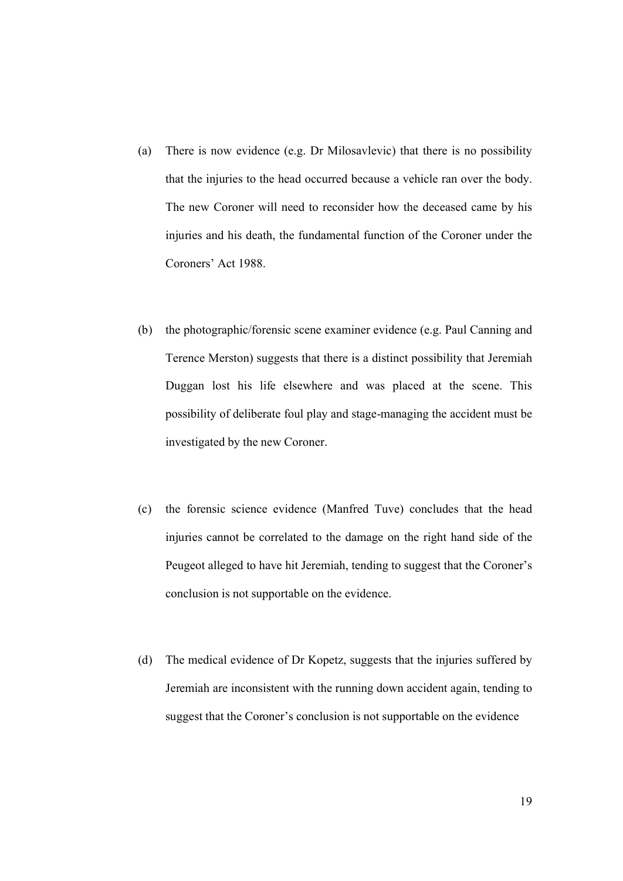(a) There is now evidence (e.g. Dr Milosavlevic) that there is no possibility that the injuries to the head occurred because a vehicle ran over the body. The new Coroner will need to reconsider how the deceased came by his injuries and his death, the fundamental function of the Coroner under the Coroners' Act 1988.

(b) the photographic/forensic scene examiner evidence (e.g. Paul Canning and Terence Merston) suggests that there is a distinct possibility that Jeremiah Duggan lost his life elsewhere and was placed at the scene. This possibility of deliberate foul play and stage-managing the accident must be investigated by the new Coroner.

(c) the forensic science evidence (Manfred Tuve) concludes that the head injuries cannot be correlated to the damage on the right hand side of the Peugeot alleged to have hit Jeremiah, tending to suggest that the Coroner's conclusion is not supportable on the evidence.

(d) The medical evidence of Dr Kopetz, suggests that the injuries suffered by Jeremiah are inconsistent with the running down accident again, tending to suggest that the Coroner's conclusion is not supportable on the evidence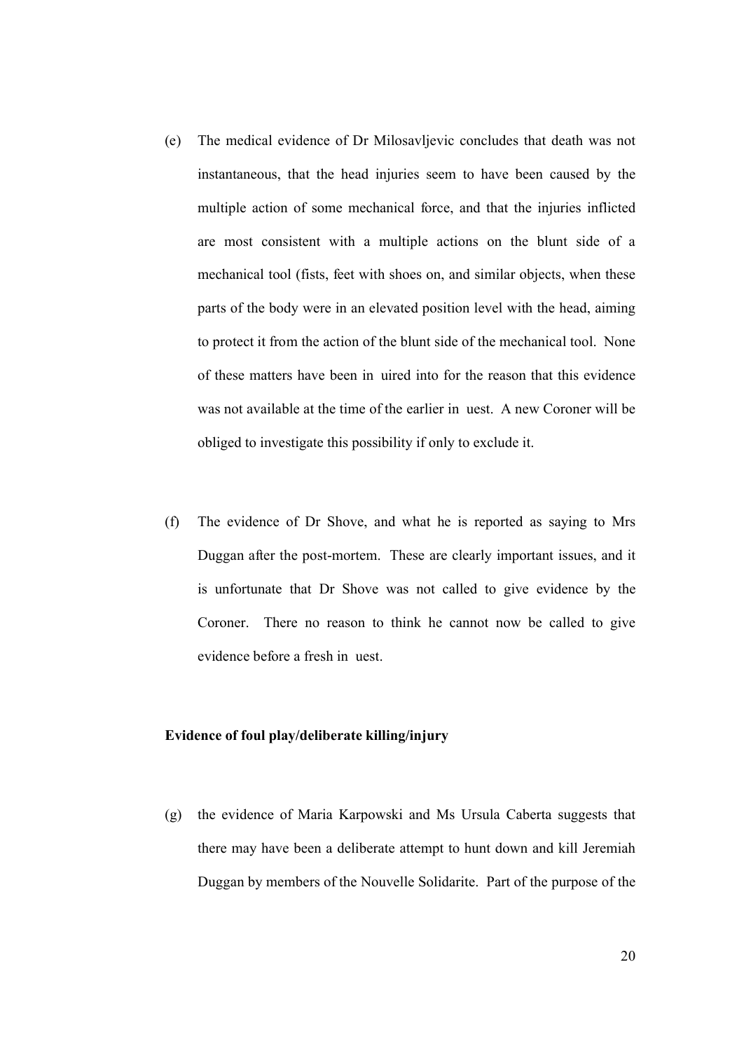(e) The medical evidence of Dr Milosavljevic concludes that death was not instantaneous, that the head injuries seem to have been caused by the multiple action of some mechanical force, and that the injuries inflicted are most consistent with a multiple actions on the blunt side of a mechanical tool (fists, feet with shoes on, and similar objects, when these parts of the body were in an elevated position level with the head, aiming to protect it from the action of the blunt side of the mechanical tool. None of these matters have been in uired into for the reason that this evidence was not available at the time of the earlier in uest. A new Coroner will be obliged to investigate this possibility if only to exclude it.

(f) The evidence of Dr Shove, and what he is reported as saying to Mrs Duggan after the post-mortem. These are clearly important issues, and it is unfortunate that Dr Shove was not called to give evidence by the Coroner. There no reason to think he cannot now be called to give evidence before a fresh in uest.

**Evidence of foul play/deliberate killing/injury**

(g) the evidence of Maria Karpowski and Ms Ursula Caberta suggests that there may have been a deliberate attempt to hunt down and kill Jeremiah Duggan by members of the Nouvelle Solidarite. Part of the purpose of the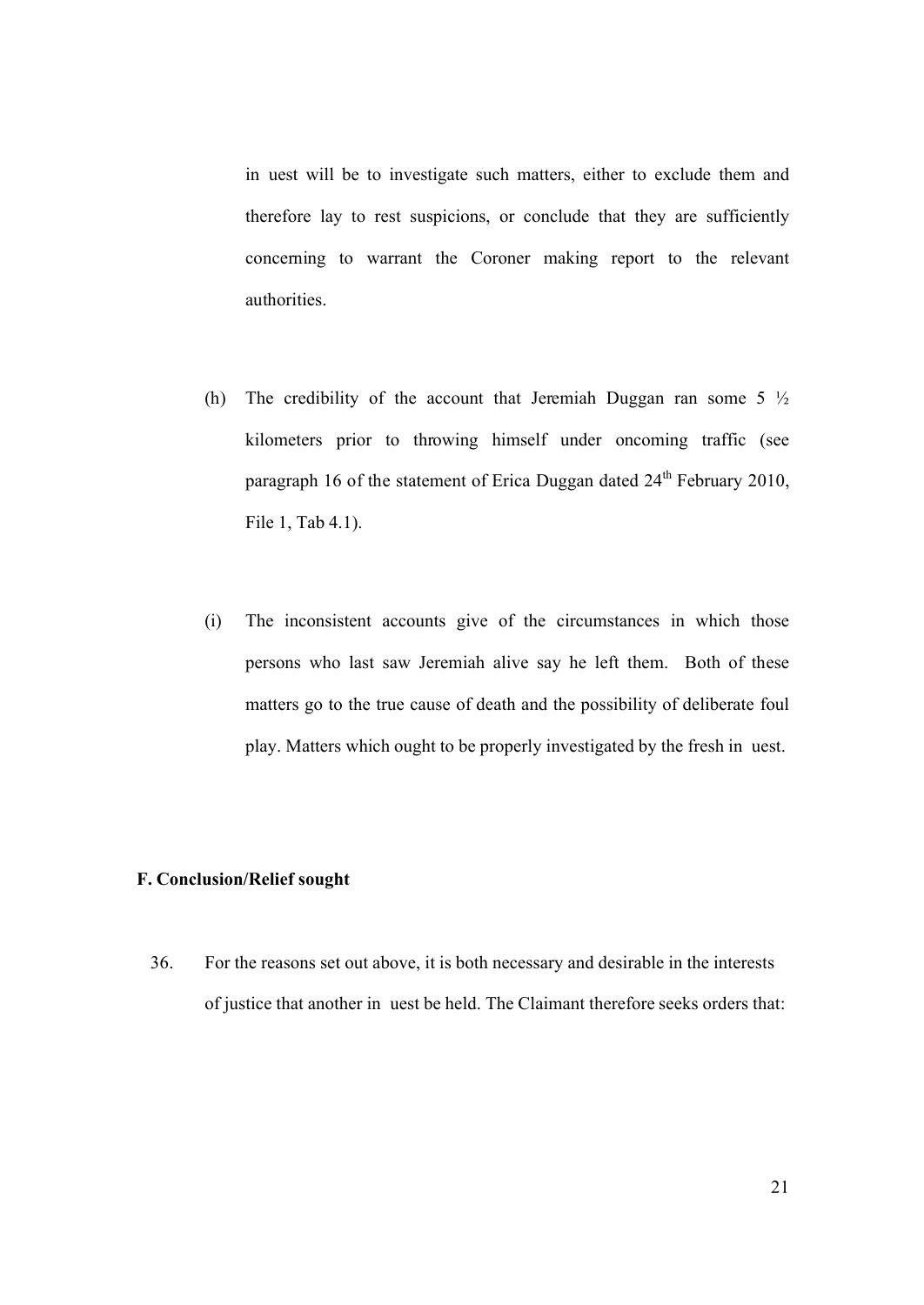in uest will be to investigate such matters, either to exclude them and therefore lay to rest suspicions, or conclude that they are sufficiently concerning to warrant the Coroner making report to the relevant authorities.

(h) The credibility of the account that Jeremiah Duggan ran some 5 ½ kilometers prior to throwing himself under oncoming traffic (see paragraph 16 of the statement of Erica Duggan dated 24th February 2010, File 1, Tab 4.1).

(i) The inconsistent accounts give of the circumstances in which those persons who last saw Jeremiah alive say he left them. Both of these matters go to the true cause of death and the possibility of deliberate foul play. Matters which ought to be properly investigated by the fresh in uest.

**F. Conclusion/Relief sought**

36. For the reasons set out above, it is both necessary and desirable in the interests of justice that another in uest be held. The Claimant therefore seeks orders that: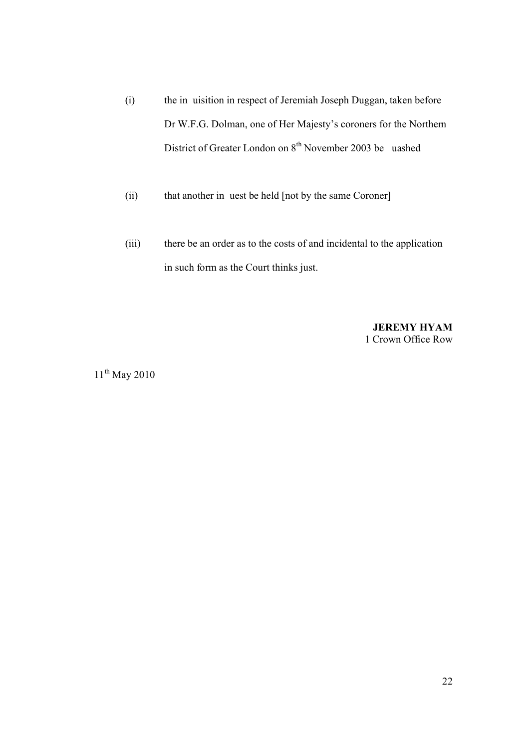(i) the in uisition in respect of Jeremiah Joseph Duggan, taken before Dr W.F.G. Dolman, one of Her Majesty's coroners for the Northern District of Greater London on 8th November 2003 be uashed

(ii) that another in uest be held [not by the same Coroner]

(iii) there be an order as to the costs of and incidental to the application in such form as the Court thinks just.

**JEREMY HYAM**
1 Crown Office Row

11th May 2010